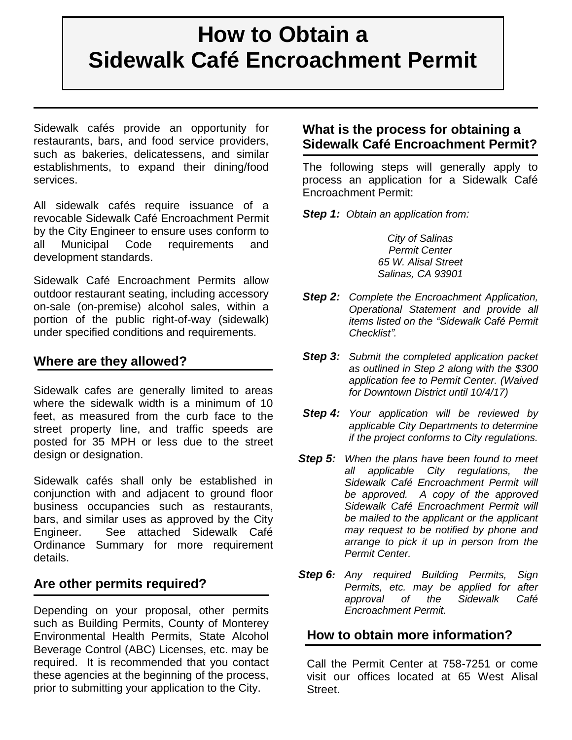# How to Obtain a Sidewalk Café Encroachment Permit

Sidewalk cafés provide an opportunity for restaurants, bars, and food service providers, such as bakeries, delicatessens, and similar establishments, to expand their dining/food services.

All sidewalk cafés require issuance of a revocable Sidewalk Café Encroachment Permit by the City Engineer to ensure uses conform to all Municipal Code requirements and development standards.

Sidewalk Café Encroachment Permits allow outdoor restaurant seating, including accessory on-sale (on-premise) alcohol sales, within a portion of the public right-of-way (sidewalk) under specified conditions and requirements.

## Where are they allowed?

Sidewalk cafes are generally limited to areas where the sidewalk width is a minimum of 10 feet, as measured from the curb face to the street property line, and traffic speeds are posted for 35 MPH or less due to the street design or designation.

Sidewalk cafés shall only be established in conjunction with and adjacent to ground floor business occupancies such as restaurants, bars, and similar uses as approved by the City Engineer. See attached Sidewalk Café Ordinance Summary for more requirement details.

## Are other permits required?

Depending on your proposal, other permits such as Building Permits, County of Monterey Environmental Health Permits, State Alcohol Beverage Control (ABC) Licenses, etc. may be required. It is recommended that you contact these agencies at the beginning of the process, prior to submitting your application to the City.

## What is the process for obtaining a Sidewalk Café Encroachment Permit?

The following steps will generally apply to process an application for a Sidewalk Café Encroachment Permit:

***Step 1:*** *Obtain an application from:*

*City of Salinas*
*Permit Center*
*65 W. Alisal Street*
*Salinas, CA 93901*

***Step 2:*** *Complete the Encroachment Application, Operational Statement and provide all items listed on the "Sidewalk Café Permit Checklist".*

***Step 3:*** *Submit the completed application packet as outlined in Step 2 along with the $300 application fee to Permit Center. (Waived for Downtown District until 10/4/17)*

***Step 4:*** *Your application will be reviewed by applicable City Departments to determine if the project conforms to City regulations.*

***Step 5:*** *When the plans have been found to meet all applicable City regulations, the Sidewalk Café Encroachment Permit will be approved. A copy of the approved Sidewalk Café Encroachment Permit will be mailed to the applicant or the applicant may request to be notified by phone and arrange to pick it up in person from the Permit Center.*

***Step 6:*** *Any required Building Permits, Sign Permits, etc. may be applied for after approval of the Sidewalk Café Encroachment Permit.*

## How to obtain more information?

Call the Permit Center at 758-7251 or come visit our offices located at 65 West Alisal Street.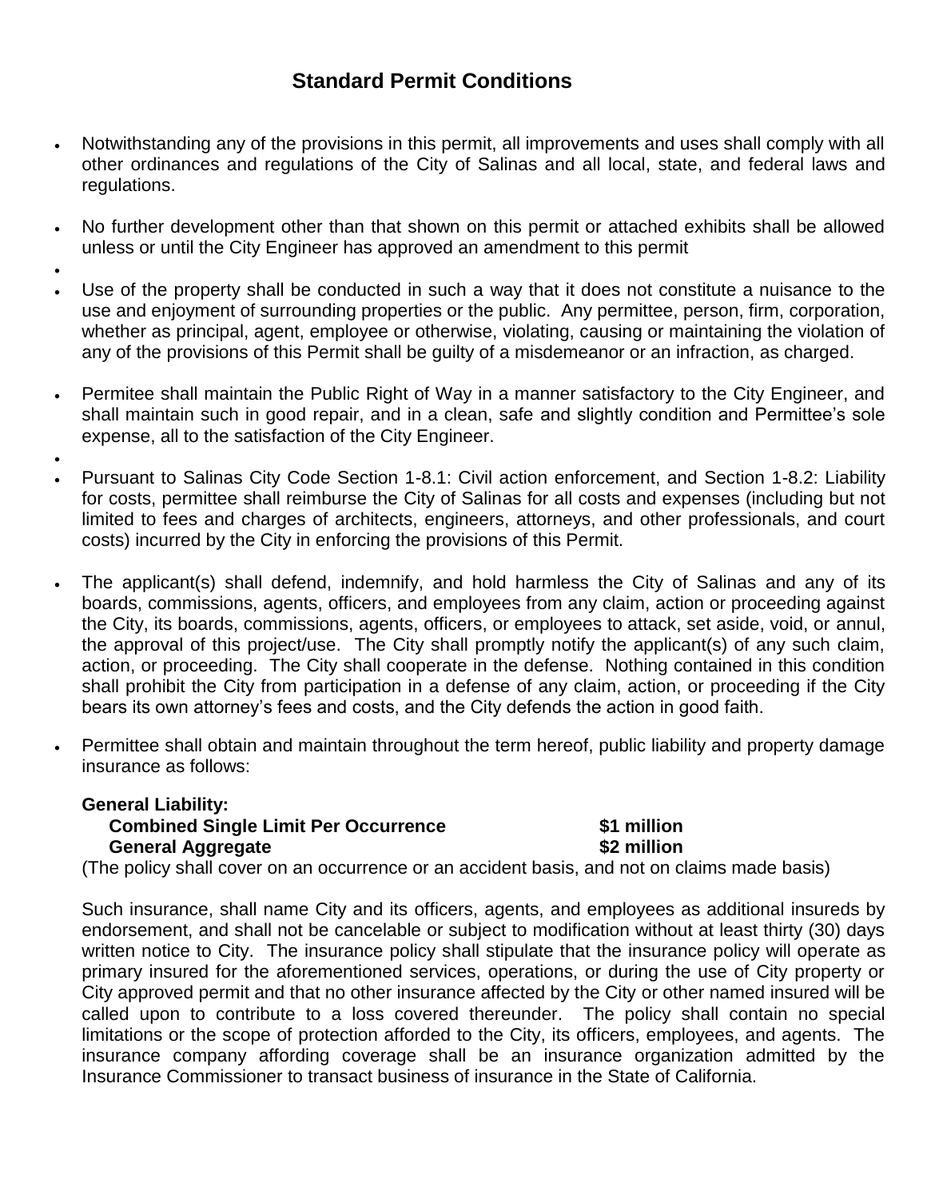## Standard Permit Conditions

- Notwithstanding any of the provisions in this permit, all improvements and uses shall comply with all other ordinances and regulations of the City of Salinas and all local, state, and federal laws and regulations.
- No further development other than that shown on this permit or attached exhibits shall be allowed unless or until the City Engineer has approved an amendment to this permit
- 
- Use of the property shall be conducted in such a way that it does not constitute a nuisance to the use and enjoyment of surrounding properties or the public. Any permittee, person, firm, corporation, whether as principal, agent, employee or otherwise, violating, causing or maintaining the violation of any of the provisions of this Permit shall be guilty of a misdemeanor or an infraction, as charged.
- Permitee shall maintain the Public Right of Way in a manner satisfactory to the City Engineer, and shall maintain such in good repair, and in a clean, safe and slightly condition and Permittee's sole expense, all to the satisfaction of the City Engineer.
- 
- Pursuant to Salinas City Code Section 1-8.1: Civil action enforcement, and Section 1-8.2: Liability for costs, permittee shall reimburse the City of Salinas for all costs and expenses (including but not limited to fees and charges of architects, engineers, attorneys, and other professionals, and court costs) incurred by the City in enforcing the provisions of this Permit.
- The applicant(s) shall defend, indemnify, and hold harmless the City of Salinas and any of its boards, commissions, agents, officers, and employees from any claim, action or proceeding against the City, its boards, commissions, agents, officers, or employees to attack, set aside, void, or annul, the approval of this project/use. The City shall promptly notify the applicant(s) of any such claim, action, or proceeding. The City shall cooperate in the defense. Nothing contained in this condition shall prohibit the City from participation in a defense of any claim, action, or proceeding if the City bears its own attorney's fees and costs, and the City defends the action in good faith.
- Permittee shall obtain and maintain throughout the term hereof, public liability and property damage insurance as follows:

  **General Liability:**

  | | |
  |---|---|
  | **Combined Single Limit Per Occurrence** | **$1 million** |
  | **General Aggregate** | **$2 million** |

  (The policy shall cover on an occurrence or an accident basis, and not on claims made basis)

  Such insurance, shall name City and its officers, agents, and employees as additional insureds by endorsement, and shall not be cancelable or subject to modification without at least thirty (30) days written notice to City. The insurance policy shall stipulate that the insurance policy will operate as primary insured for the aforementioned services, operations, or during the use of City property or City approved permit and that no other insurance affected by the City or other named insured will be called upon to contribute to a loss covered thereunder. The policy shall contain no special limitations or the scope of protection afforded to the City, its officers, employees, and agents. The insurance company affording coverage shall be an insurance organization admitted by the Insurance Commissioner to transact business of insurance in the State of California.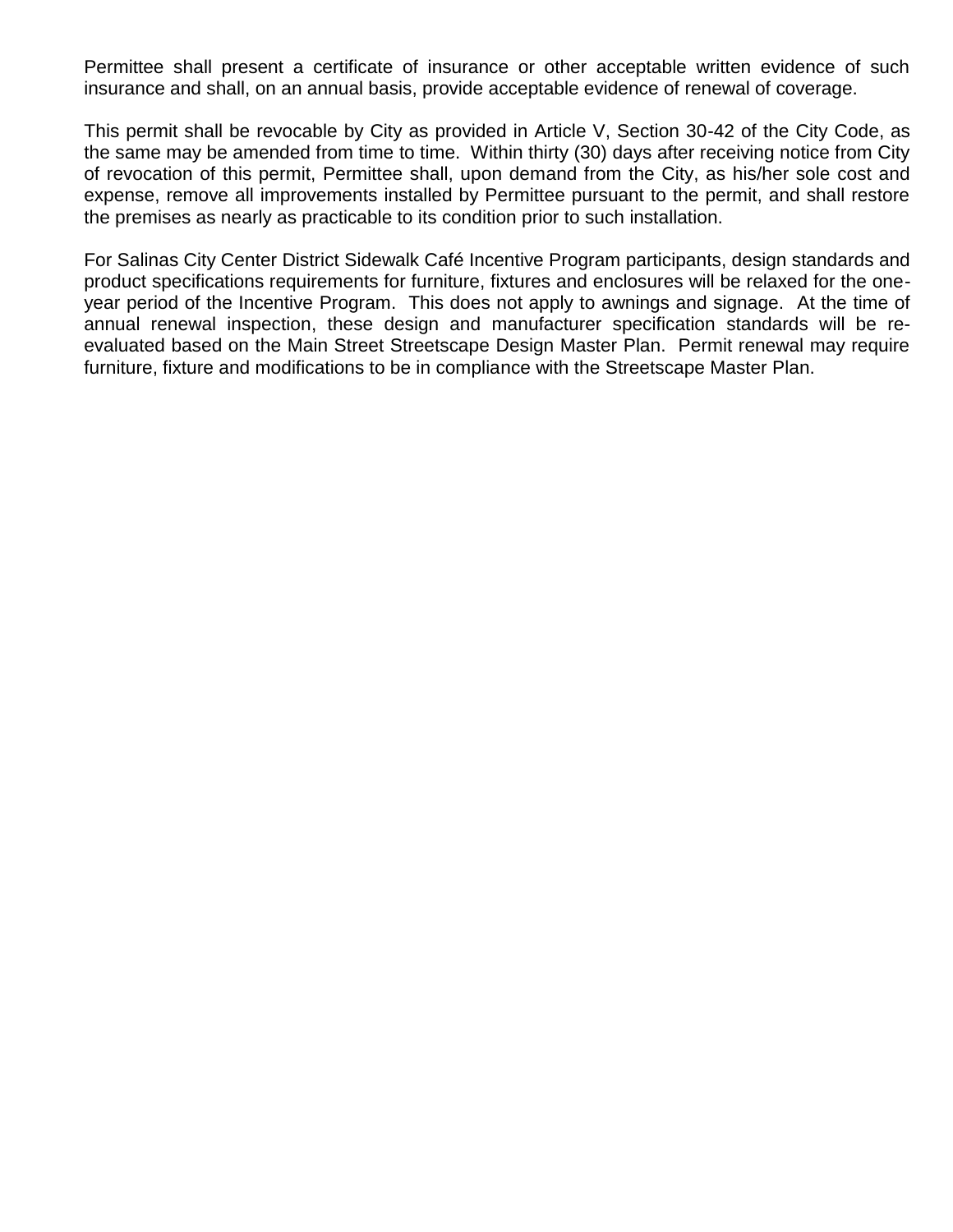Permittee shall present a certificate of insurance or other acceptable written evidence of such insurance and shall, on an annual basis, provide acceptable evidence of renewal of coverage.

This permit shall be revocable by City as provided in Article V, Section 30-42 of the City Code, as the same may be amended from time to time. Within thirty (30) days after receiving notice from City of revocation of this permit, Permittee shall, upon demand from the City, as his/her sole cost and expense, remove all improvements installed by Permittee pursuant to the permit, and shall restore the premises as nearly as practicable to its condition prior to such installation.

For Salinas City Center District Sidewalk Café Incentive Program participants, design standards and product specifications requirements for furniture, fixtures and enclosures will be relaxed for the one-year period of the Incentive Program. This does not apply to awnings and signage. At the time of annual renewal inspection, these design and manufacturer specification standards will be re-evaluated based on the Main Street Streetscape Design Master Plan. Permit renewal may require furniture, fixture and modifications to be in compliance with the Streetscape Master Plan.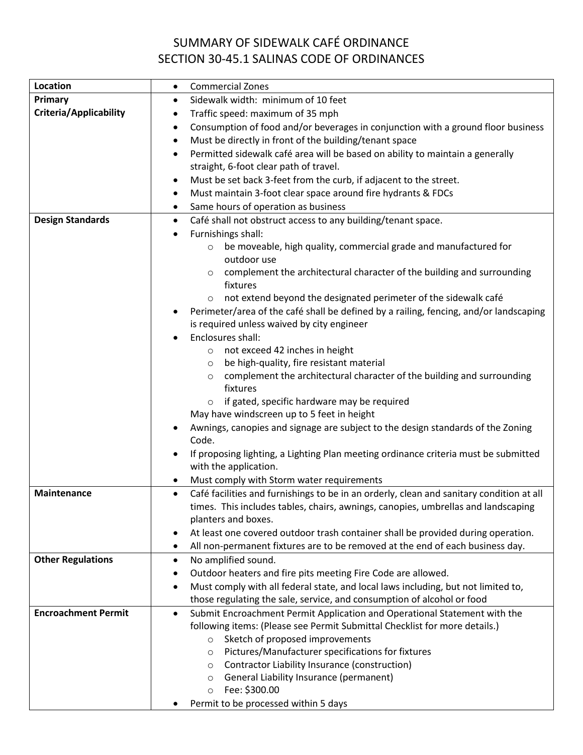# SUMMARY OF SIDEWALK CAFÉ ORDINANCE
# SECTION 30-45.1 SALINAS CODE OF ORDINANCES

| | |
|---|---|
| **Location** | • Commercial Zones |
| **Primary Criteria/Applicability** | • Sidewalk width: minimum of 10 feet<br>• Traffic speed: maximum of 35 mph<br>• Consumption of food and/or beverages in conjunction with a ground floor business<br>• Must be directly in front of the building/tenant space<br>• Permitted sidewalk café area will be based on ability to maintain a generally straight, 6-foot clear path of travel.<br>• Must be set back 3-feet from the curb, if adjacent to the street.<br>• Must maintain 3-foot clear space around fire hydrants & FDCs<br>• Same hours of operation as business |
| **Design Standards** | • Café shall not obstruct access to any building/tenant space.<br>• Furnishings shall:<br>  ○ be moveable, high quality, commercial grade and manufactured for outdoor use<br>  ○ complement the architectural character of the building and surrounding fixtures<br>  ○ not extend beyond the designated perimeter of the sidewalk café<br>• Perimeter/area of the café shall be defined by a railing, fencing, and/or landscaping is required unless waived by city engineer<br>• Enclosures shall:<br>  ○ not exceed 42 inches in height<br>  ○ be high-quality, fire resistant material<br>  ○ complement the architectural character of the building and surrounding fixtures<br>  ○ if gated, specific hardware may be required<br>May have windscreen up to 5 feet in height<br>• Awnings, canopies and signage are subject to the design standards of the Zoning Code.<br>• If proposing lighting, a Lighting Plan meeting ordinance criteria must be submitted with the application.<br>• Must comply with Storm water requirements |
| **Maintenance** | • Café facilities and furnishings to be in an orderly, clean and sanitary condition at all times. This includes tables, chairs, awnings, canopies, umbrellas and landscaping planters and boxes.<br>• At least one covered outdoor trash container shall be provided during operation.<br>• All non-permanent fixtures are to be removed at the end of each business day. |
| **Other Regulations** | • No amplified sound.<br>• Outdoor heaters and fire pits meeting Fire Code are allowed.<br>• Must comply with all federal state, and local laws including, but not limited to, those regulating the sale, service, and consumption of alcohol or food |
| **Encroachment Permit** | • Submit Encroachment Permit Application and Operational Statement with the following items: (Please see Permit Submittal Checklist for more details.)<br>  ○ Sketch of proposed improvements<br>  ○ Pictures/Manufacturer specifications for fixtures<br>  ○ Contractor Liability Insurance (construction)<br>  ○ General Liability Insurance (permanent)<br>  ○ Fee: $300.00<br>• Permit to be processed within 5 days |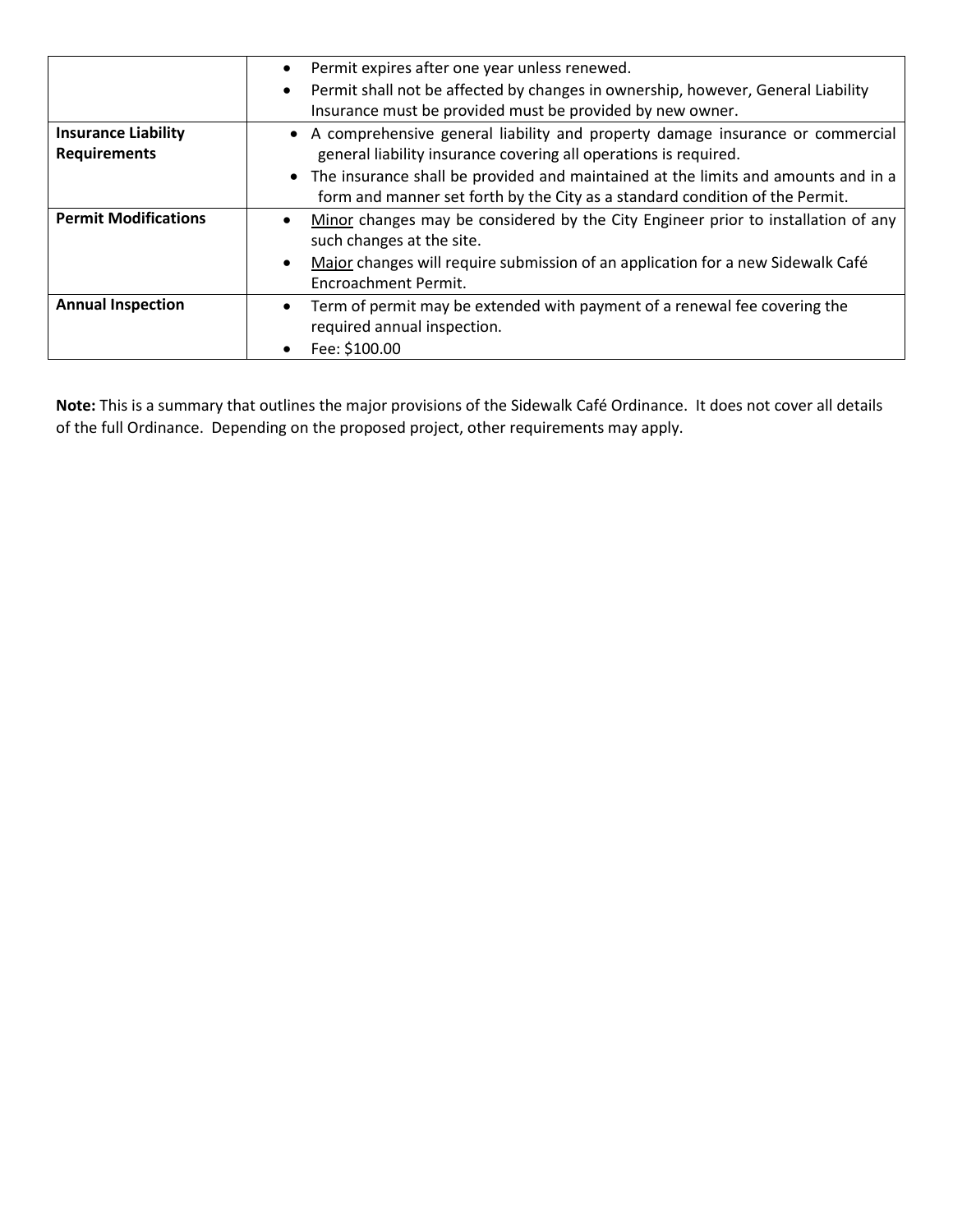| | |
|---|---|
| | • Permit expires after one year unless renewed.<br>• Permit shall not be affected by changes in ownership, however, General Liability Insurance must be provided must be provided by new owner. |
| **Insurance Liability Requirements** | • A comprehensive general liability and property damage insurance or commercial general liability insurance covering all operations is required.<br>• The insurance shall be provided and maintained at the limits and amounts and in a form and manner set forth by the City as a standard condition of the Permit. |
| **Permit Modifications** | • <u>Minor</u> changes may be considered by the City Engineer prior to installation of any such changes at the site.<br>• <u>Major</u> changes will require submission of an application for a new Sidewalk Café Encroachment Permit. |
| **Annual Inspection** | • Term of permit may be extended with payment of a renewal fee covering the required annual inspection.<br>• Fee: $100.00 |

**Note:** This is a summary that outlines the major provisions of the Sidewalk Café Ordinance. It does not cover all details of the full Ordinance. Depending on the proposed project, other requirements may apply.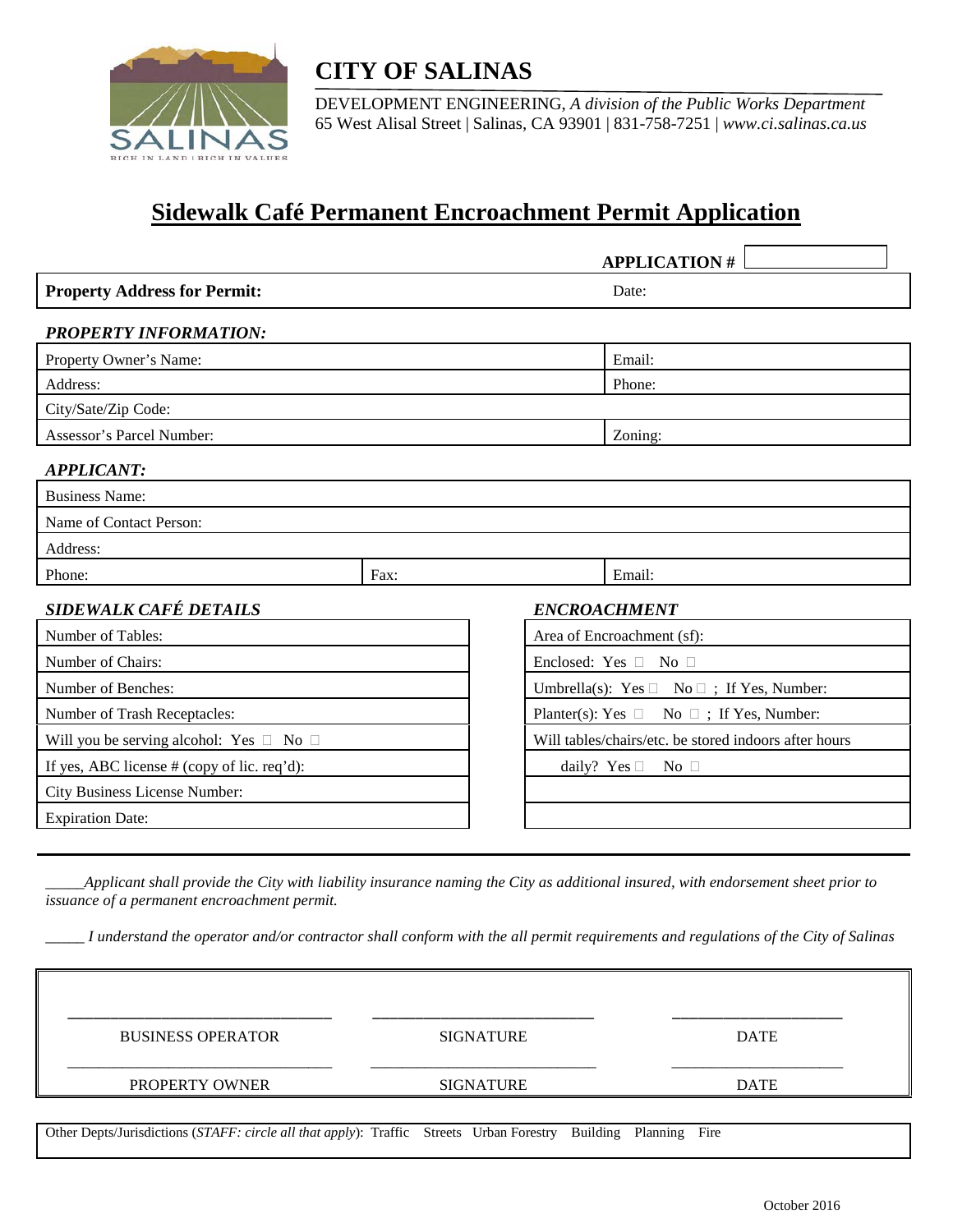# CITY OF SALINAS

DEVELOPMENT ENGINEERING, *A division of the Public Works Department*
65 West Alisal Street | Salinas, CA 93901 | 831-758-7251 | *www.ci.salinas.ca.us*

## Sidewalk Café Permanent Encroachment Permit Application

**APPLICATION #** ____________

| **Property Address for Permit:** | Date: |
|---|---|

***PROPERTY INFORMATION:***

| | |
|---|---|
| Property Owner's Name: | Email: |
| Address: | Phone: |
| City/Sate/Zip Code: | |
| Assessor's Parcel Number: | Zoning: |

***APPLICANT:***

| | | |
|---|---|---|
| Business Name: | | |
| Name of Contact Person: | | |
| Address: | | |
| Phone: | Fax: | Email: |

| ***SIDEWALK CAFÉ DETAILS*** | ***ENCROACHMENT*** |
|---|---|
| Number of Tables: | Area of Encroachment (sf): |
| Number of Chairs: | Enclosed: Yes ☐ No ☐ |
| Number of Benches: | Umbrella(s): Yes ☐ No ☐ ; If Yes, Number: |
| Number of Trash Receptacles: | Planter(s): Yes ☐ No ☐ ; If Yes, Number: |
| Will you be serving alcohol: Yes ☐ No ☐ | Will tables/chairs/etc. be stored indoors after hours |
| If yes, ABC license # (copy of lic. req'd): | daily? Yes ☐ No ☐ |
| City Business License Number: | |
| Expiration Date: | |

_____*Applicant shall provide the City with liability insurance naming the City as additional insured, with endorsement sheet prior to issuance of a permanent encroachment permit.*

_____ *I understand the operator and/or contractor shall conform with the all permit requirements and regulations of the City of Salinas*

| | | |
|---|---|---|
| ______________________ | ______________________ | ______________________ |
| BUSINESS OPERATOR | SIGNATURE | DATE |
| ______________________ | ______________________ | ______________________ |
| PROPERTY OWNER | SIGNATURE | DATE |

Other Depts/Jurisdictions (*STAFF: circle all that apply*): Traffic Streets Urban Forestry Building Planning Fire

October 2016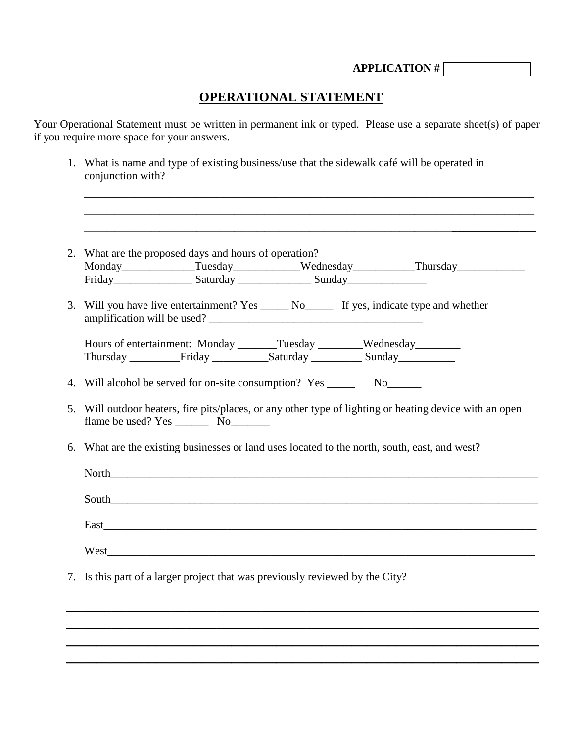**APPLICATION #** ______

# OPERATIONAL STATEMENT

Your Operational Statement must be written in permanent ink or typed. Please use a separate sheet(s) of paper if you require more space for your answers.

1. What is name and type of existing business/use that the sidewalk café will be operated in conjunction with?

   ______________________________________________________________________________

   ______________________________________________________________________________

   ______________________________________________________________________________

2. What are the proposed days and hours of operation?
   Monday_____________Tuesday____________Wednesday___________Thursday____________
   Friday______________ Saturday _____________ Sunday______________

3. Will you have live entertainment? Yes _____ No_____ If yes, indicate type and whether amplification will be used? ______________________________________

   Hours of entertainment: Monday _______Tuesday ________Wednesday________
   Thursday _________Friday __________Saturday _________ Sunday__________

4. Will alcohol be served for on-site consumption? Yes _____ No______

5. Will outdoor heaters, fire pits/places, or any other type of lighting or heating device with an open flame be used? Yes ______ No_______

6. What are the existing businesses or land uses located to the north, south, east, and west?

   North______________________________________________________________________________

   South______________________________________________________________________________

   East_______________________________________________________________________________

   West_______________________________________________________________________________

7. Is this part of a larger project that was previously reviewed by the City?

______________________________________________________________________________

______________________________________________________________________________

______________________________________________________________________________

______________________________________________________________________________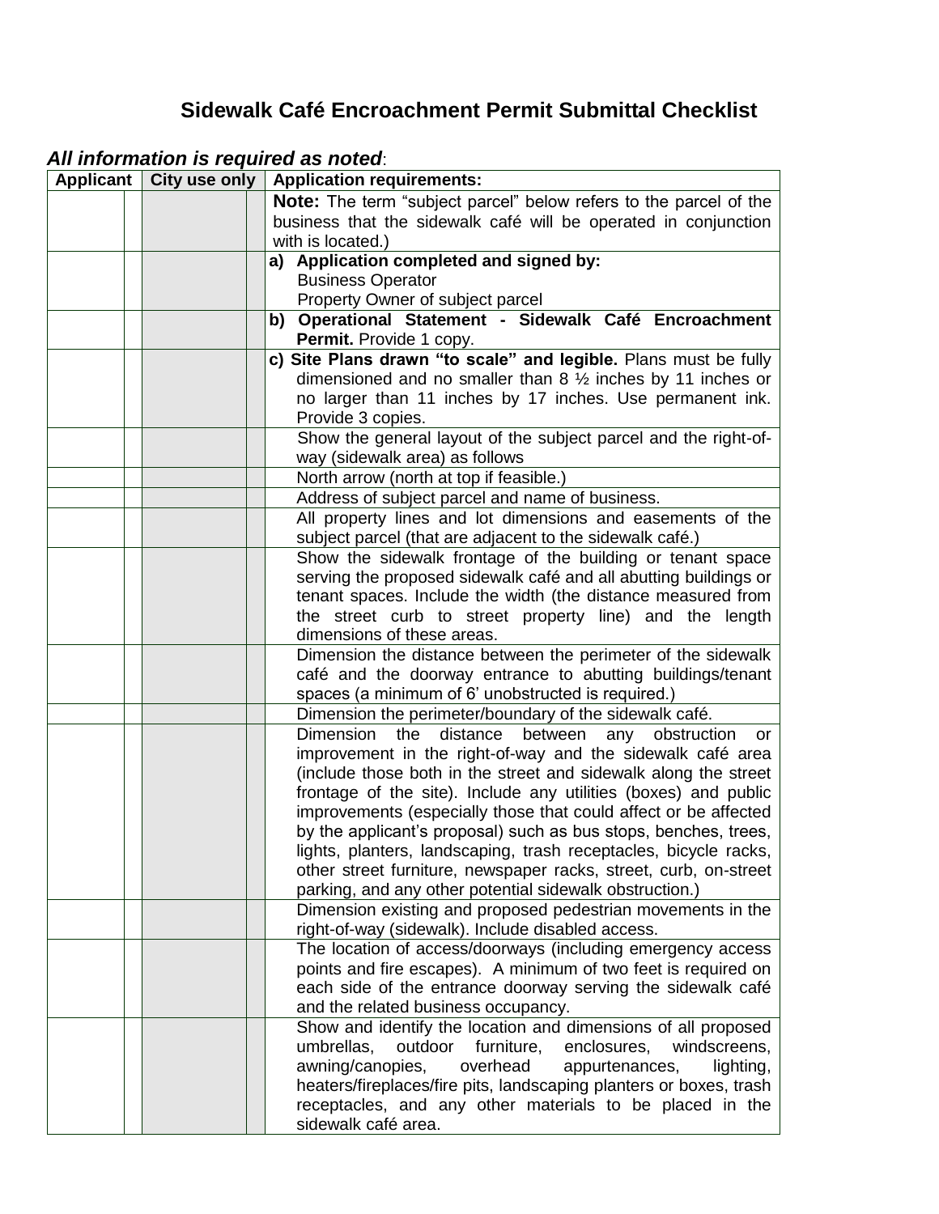# Sidewalk Café Encroachment Permit Submittal Checklist

***All information is required as noted***:

| Applicant | | City use only | | Application requirements: |
|---|---|---|---|---|
| | | | | **Note:** The term "subject parcel" below refers to the parcel of the business that the sidewalk café will be operated in conjunction with is located.) |
| | | | | **a) Application completed and signed by:**<br>Business Operator<br>Property Owner of subject parcel |
| | | | | **b) Operational Statement - Sidewalk Café Encroachment Permit.** Provide 1 copy. |
| | | | | **c) Site Plans drawn "to scale" and legible.** Plans must be fully dimensioned and no smaller than 8 ½ inches by 11 inches or no larger than 11 inches by 17 inches. Use permanent ink. Provide 3 copies. |
| | | | | Show the general layout of the subject parcel and the right-of-way (sidewalk area) as follows |
| | | | | North arrow (north at top if feasible.) |
| | | | | Address of subject parcel and name of business. |
| | | | | All property lines and lot dimensions and easements of the subject parcel (that are adjacent to the sidewalk café.) |
| | | | | Show the sidewalk frontage of the building or tenant space serving the proposed sidewalk café and all abutting buildings or tenant spaces. Include the width (the distance measured from the street curb to street property line) and the length dimensions of these areas. |
| | | | | Dimension the distance between the perimeter of the sidewalk café and the doorway entrance to abutting buildings/tenant spaces (a minimum of 6' unobstructed is required.) |
| | | | | Dimension the perimeter/boundary of the sidewalk café. |
| | | | | Dimension the distance between any obstruction or improvement in the right-of-way and the sidewalk café area (include those both in the street and sidewalk along the street frontage of the site). Include any utilities (boxes) and public improvements (especially those that could affect or be affected by the applicant's proposal) such as bus stops, benches, trees, lights, planters, landscaping, trash receptacles, bicycle racks, other street furniture, newspaper racks, street, curb, on-street parking, and any other potential sidewalk obstruction.) |
| | | | | Dimension existing and proposed pedestrian movements in the right-of-way (sidewalk). Include disabled access. |
| | | | | The location of access/doorways (including emergency access points and fire escapes). A minimum of two feet is required on each side of the entrance doorway serving the sidewalk café and the related business occupancy. |
| | | | | Show and identify the location and dimensions of all proposed umbrellas, outdoor furniture, enclosures, windscreens, awning/canopies, overhead appurtenances, lighting, heaters/fireplaces/fire pits, landscaping planters or boxes, trash receptacles, and any other materials to be placed in the sidewalk café area. |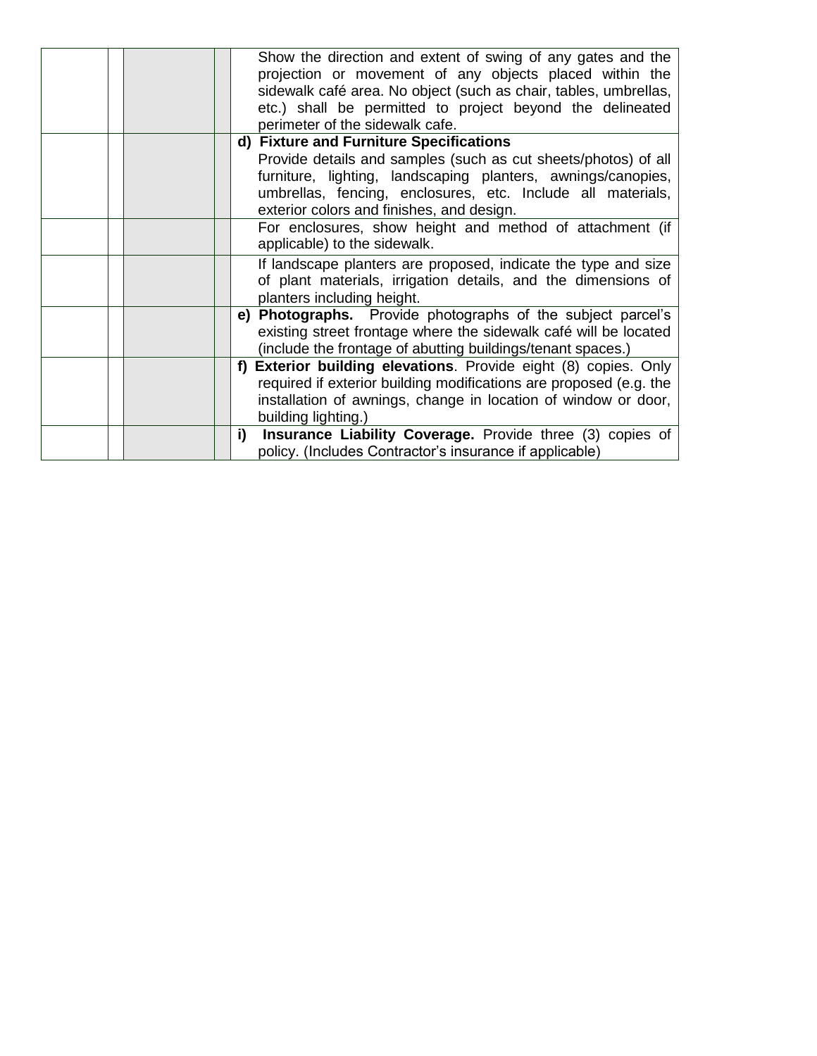| | | | | |
|---|---|---|---|---|
| | | | | Show the direction and extent of swing of any gates and the projection or movement of any objects placed within the sidewalk café area. No object (such as chair, tables, umbrellas, etc.) shall be permitted to project beyond the delineated perimeter of the sidewalk cafe. |
| | | | | **d) Fixture and Furniture Specifications** Provide details and samples (such as cut sheets/photos) of all furniture, lighting, landscaping planters, awnings/canopies, umbrellas, fencing, enclosures, etc. Include all materials, exterior colors and finishes, and design. |
| | | | | For enclosures, show height and method of attachment (if applicable) to the sidewalk. |
| | | | | If landscape planters are proposed, indicate the type and size of plant materials, irrigation details, and the dimensions of planters including height. |
| | | | | **e) Photographs.** Provide photographs of the subject parcel's existing street frontage where the sidewalk café will be located (include the frontage of abutting buildings/tenant spaces.) |
| | | | | **f) Exterior building elevations**. Provide eight (8) copies. Only required if exterior building modifications are proposed (e.g. the installation of awnings, change in location of window or door, building lighting.) |
| | | | | **i) Insurance Liability Coverage.** Provide three (3) copies of policy. (Includes Contractor's insurance if applicable) |